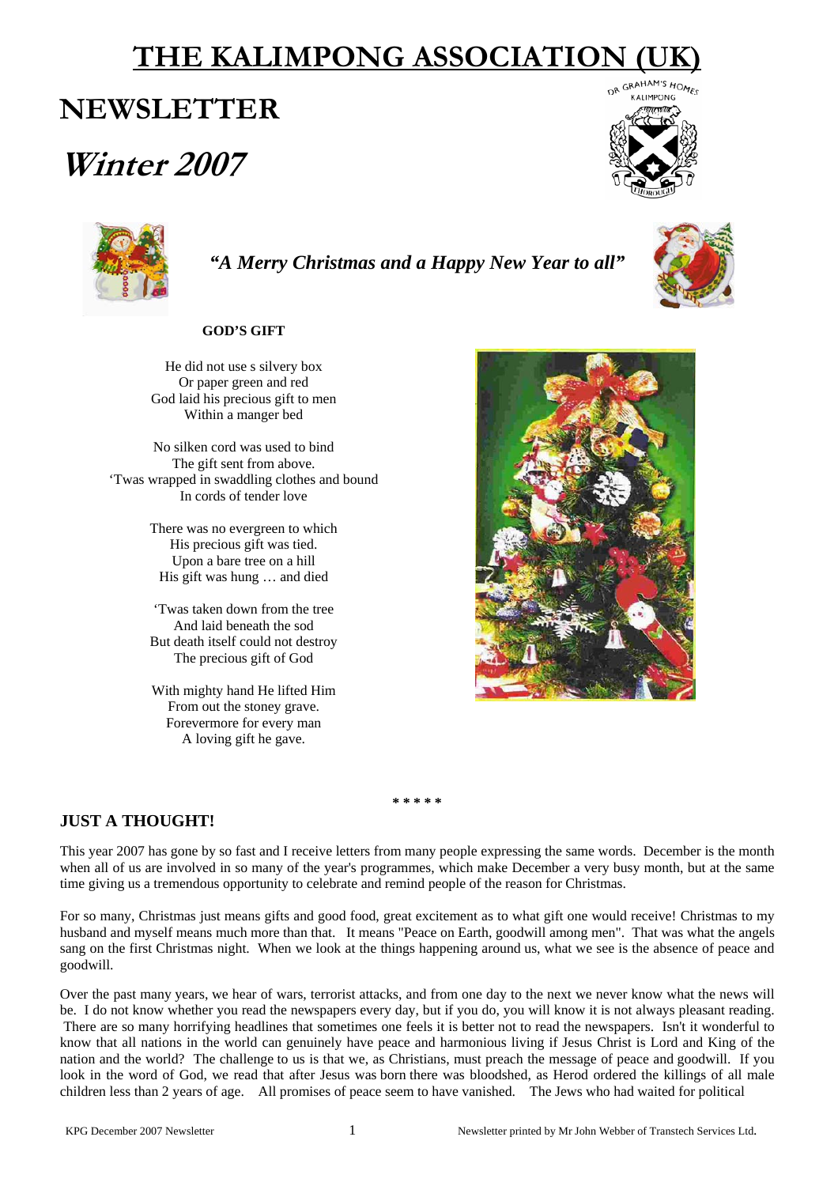# THE KALIMPONG ASSOCIATION (UK)

## NEWSLETTER

## *Winter 2007*

***"A Merry Christmas and a Happy New Year to all"***

**GOD'S GIFT**

He did not use s silvery box
Or paper green and red
God laid his precious gift to men
Within a manger bed

No silken cord was used to bind
The gift sent from above.
'Twas wrapped in swaddling clothes and bound
In cords of tender love

There was no evergreen to which
His precious gift was tied.
Upon a bare tree on a hill
His gift was hung … and died

'Twas taken down from the tree
And laid beneath the sod
But death itself could not destroy
The precious gift of God

With mighty hand He lifted Him
From out the stoney grave.
Forevermore for every man
A loving gift he gave.

\* \* \* \* \*

## JUST A THOUGHT!

This year 2007 has gone by so fast and I receive letters from many people expressing the same words. December is the month when all of us are involved in so many of the year's programmes, which make December a very busy month, but at the same time giving us a tremendous opportunity to celebrate and remind people of the reason for Christmas.

For so many, Christmas just means gifts and good food, great excitement as to what gift one would receive! Christmas to my husband and myself means much more than that. It means "Peace on Earth, goodwill among men". That was what the angels sang on the first Christmas night. When we look at the things happening around us, what we see is the absence of peace and goodwill.

Over the past many years, we hear of wars, terrorist attacks, and from one day to the next we never know what the news will be. I do not know whether you read the newspapers every day, but if you do, you will know it is not always pleasant reading. There are so many horrifying headlines that sometimes one feels it is better not to read the newspapers. Isn't it wonderful to know that all nations in the world can genuinely have peace and harmonious living if Jesus Christ is Lord and King of the nation and the world? The challenge to us is that we, as Christians, must preach the message of peace and goodwill. If you look in the word of God, we read that after Jesus was born there was bloodshed, as Herod ordered the killings of all male children less than 2 years of age. All promises of peace seem to have vanished. The Jews who had waited for political

KPG December 2007 Newsletter — Newsletter printed by Mr John Webber of Transtech Services Ltd.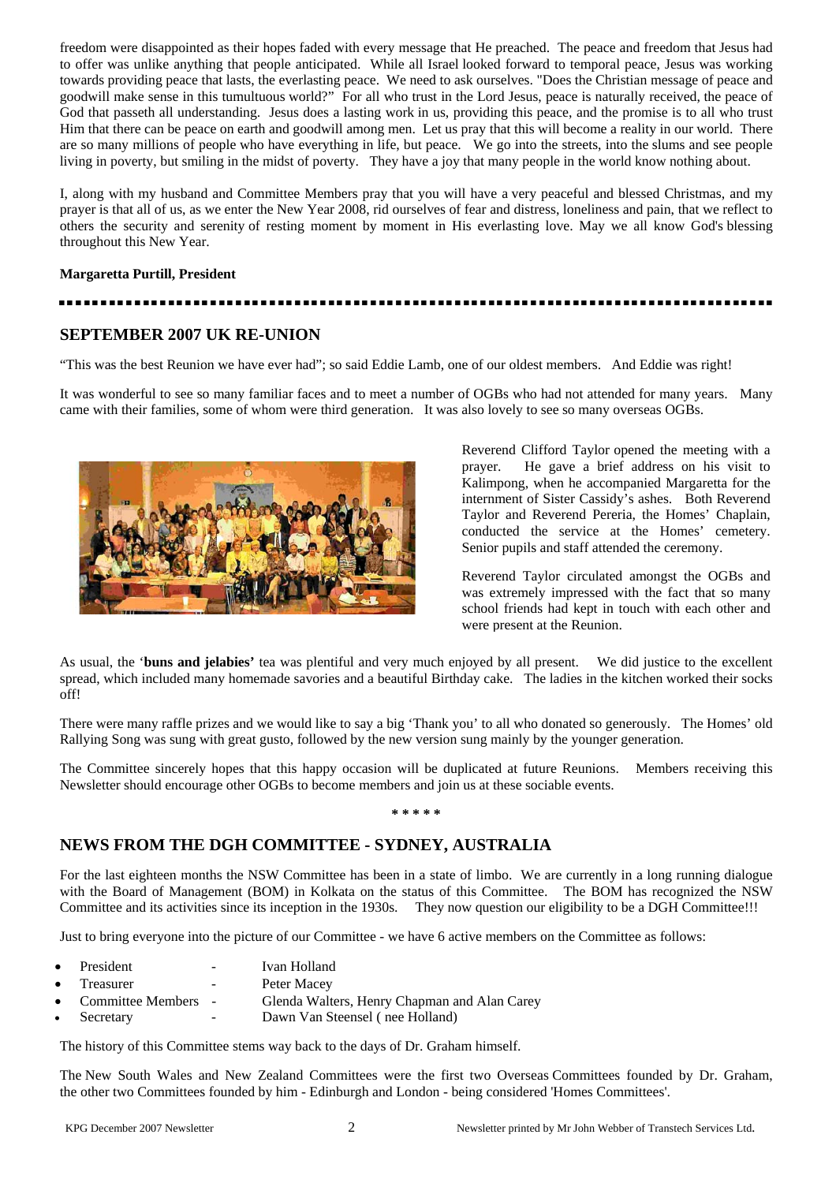freedom were disappointed as their hopes faded with every message that He preached. The peace and freedom that Jesus had to offer was unlike anything that people anticipated. While all Israel looked forward to temporal peace, Jesus was working towards providing peace that lasts, the everlasting peace. We need to ask ourselves. "Does the Christian message of peace and goodwill make sense in this tumultuous world?" For all who trust in the Lord Jesus, peace is naturally received, the peace of God that passeth all understanding. Jesus does a lasting work in us, providing this peace, and the promise is to all who trust Him that there can be peace on earth and goodwill among men. Let us pray that this will become a reality in our world. There are so many millions of people who have everything in life, but peace. We go into the streets, into the slums and see people living in poverty, but smiling in the midst of poverty. They have a joy that many people in the world know nothing about.

I, along with my husband and Committee Members pray that you will have a very peaceful and blessed Christmas, and my prayer is that all of us, as we enter the New Year 2008, rid ourselves of fear and distress, loneliness and pain, that we reflect to others the security and serenity of resting moment by moment in His everlasting love. May we all know God's blessing throughout this New Year.

**Margaretta Purtill, President**

---

## SEPTEMBER 2007 UK RE-UNION

"This was the best Reunion we have ever had"; so said Eddie Lamb, one of our oldest members. And Eddie was right!

It was wonderful to see so many familiar faces and to meet a number of OGBs who had not attended for many years. Many came with their families, some of whom were third generation. It was also lovely to see so many overseas OGBs.

Reverend Clifford Taylor opened the meeting with a prayer. He gave a brief address on his visit to Kalimpong, when he accompanied Margaretta for the internment of Sister Cassidy's ashes. Both Reverend Taylor and Reverend Pereria, the Homes' Chaplain, conducted the service at the Homes' cemetery. Senior pupils and staff attended the ceremony.

Reverend Taylor circulated amongst the OGBs and was extremely impressed with the fact that so many school friends had kept in touch with each other and were present at the Reunion.

As usual, the '**buns and jelabies'** tea was plentiful and very much enjoyed by all present. We did justice to the excellent spread, which included many homemade savories and a beautiful Birthday cake. The ladies in the kitchen worked their socks off!

There were many raffle prizes and we would like to say a big 'Thank you' to all who donated so generously. The Homes' old Rallying Song was sung with great gusto, followed by the new version sung mainly by the younger generation.

The Committee sincerely hopes that this happy occasion will be duplicated at future Reunions. Members receiving this Newsletter should encourage other OGBs to become members and join us at these sociable events.

\* \* \* \* \*

## NEWS FROM THE DGH COMMITTEE - SYDNEY, AUSTRALIA

For the last eighteen months the NSW Committee has been in a state of limbo. We are currently in a long running dialogue with the Board of Management (BOM) in Kolkata on the status of this Committee. The BOM has recognized the NSW Committee and its activities since its inception in the 1930s. They now question our eligibility to be a DGH Committee!!!

Just to bring everyone into the picture of our Committee - we have 6 active members on the Committee as follows:

- President - Ivan Holland
- Treasurer - Peter Macey
- Committee Members - Glenda Walters, Henry Chapman and Alan Carey
- Secretary - Dawn Van Steensel ( nee Holland)

The history of this Committee stems way back to the days of Dr. Graham himself.

The New South Wales and New Zealand Committees were the first two Overseas Committees founded by Dr. Graham, the other two Committees founded by him - Edinburgh and London - being considered 'Homes Committees'.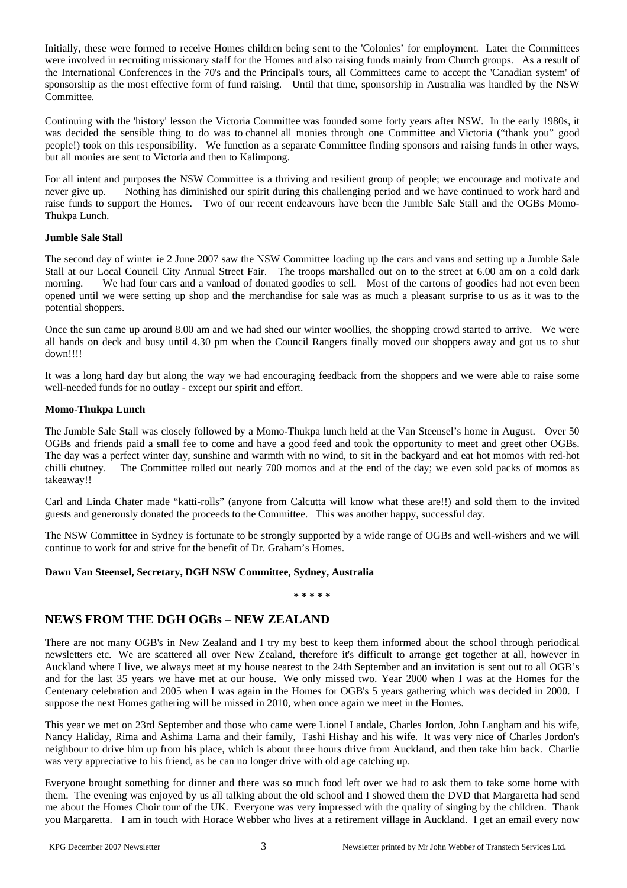Initially, these were formed to receive Homes children being sent to the 'Colonies' for employment. Later the Committees were involved in recruiting missionary staff for the Homes and also raising funds mainly from Church groups. As a result of the International Conferences in the 70's and the Principal's tours, all Committees came to accept the 'Canadian system' of sponsorship as the most effective form of fund raising. Until that time, sponsorship in Australia was handled by the NSW Committee.

Continuing with the 'history' lesson the Victoria Committee was founded some forty years after NSW. In the early 1980s, it was decided the sensible thing to do was to channel all monies through one Committee and Victoria ("thank you" good people!) took on this responsibility. We function as a separate Committee finding sponsors and raising funds in other ways, but all monies are sent to Victoria and then to Kalimpong.

For all intent and purposes the NSW Committee is a thriving and resilient group of people; we encourage and motivate and never give up. Nothing has diminished our spirit during this challenging period and we have continued to work hard and raise funds to support the Homes. Two of our recent endeavours have been the Jumble Sale Stall and the OGBs Momo-Thukpa Lunch.

**Jumble Sale Stall**

The second day of winter ie 2 June 2007 saw the NSW Committee loading up the cars and vans and setting up a Jumble Sale Stall at our Local Council City Annual Street Fair. The troops marshalled out on to the street at 6.00 am on a cold dark morning. We had four cars and a vanload of donated goodies to sell. Most of the cartons of goodies had not even been opened until we were setting up shop and the merchandise for sale was as much a pleasant surprise to us as it was to the potential shoppers.

Once the sun came up around 8.00 am and we had shed our winter woollies, the shopping crowd started to arrive. We were all hands on deck and busy until 4.30 pm when the Council Rangers finally moved our shoppers away and got us to shut down!!!!

It was a long hard day but along the way we had encouraging feedback from the shoppers and we were able to raise some well-needed funds for no outlay - except our spirit and effort.

**Momo-Thukpa Lunch**

The Jumble Sale Stall was closely followed by a Momo-Thukpa lunch held at the Van Steensel's home in August. Over 50 OGBs and friends paid a small fee to come and have a good feed and took the opportunity to meet and greet other OGBs. The day was a perfect winter day, sunshine and warmth with no wind, to sit in the backyard and eat hot momos with red-hot chilli chutney. The Committee rolled out nearly 700 momos and at the end of the day; we even sold packs of momos as takeaway!!

Carl and Linda Chater made "katti-rolls" (anyone from Calcutta will know what these are!!) and sold them to the invited guests and generously donated the proceeds to the Committee. This was another happy, successful day.

The NSW Committee in Sydney is fortunate to be strongly supported by a wide range of OGBs and well-wishers and we will continue to work for and strive for the benefit of Dr. Graham's Homes.

**Dawn Van Steensel, Secretary, DGH NSW Committee, Sydney, Australia**

\* \* \* \* \*

## NEWS FROM THE DGH OGBs – NEW ZEALAND

There are not many OGB's in New Zealand and I try my best to keep them informed about the school through periodical newsletters etc. We are scattered all over New Zealand, therefore it's difficult to arrange get together at all, however in Auckland where I live, we always meet at my house nearest to the 24th September and an invitation is sent out to all OGB's and for the last 35 years we have met at our house. We only missed two. Year 2000 when I was at the Homes for the Centenary celebration and 2005 when I was again in the Homes for OGB's 5 years gathering which was decided in 2000. I suppose the next Homes gathering will be missed in 2010, when once again we meet in the Homes.

This year we met on 23rd September and those who came were Lionel Landale, Charles Jordon, John Langham and his wife, Nancy Haliday, Rima and Ashima Lama and their family, Tashi Hishay and his wife. It was very nice of Charles Jordon's neighbour to drive him up from his place, which is about three hours drive from Auckland, and then take him back. Charlie was very appreciative to his friend, as he can no longer drive with old age catching up.

Everyone brought something for dinner and there was so much food left over we had to ask them to take some home with them. The evening was enjoyed by us all talking about the old school and I showed them the DVD that Margaretta had send me about the Homes Choir tour of the UK. Everyone was very impressed with the quality of singing by the children. Thank you Margaretta. I am in touch with Horace Webber who lives at a retirement village in Auckland. I get an email every now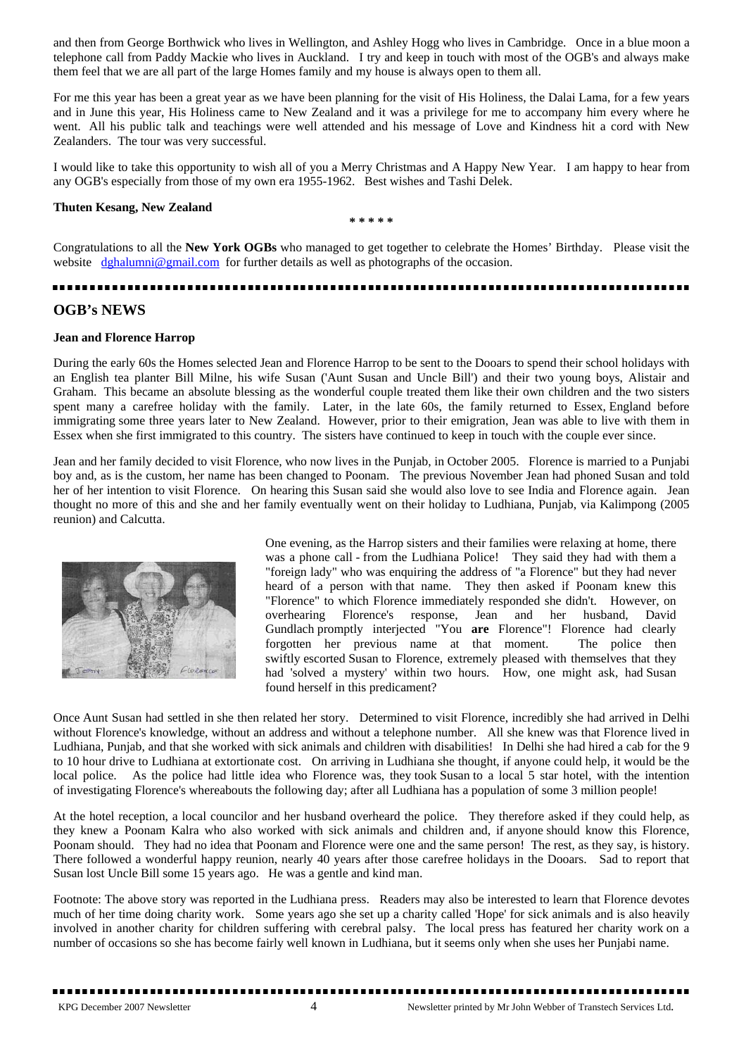and then from George Borthwick who lives in Wellington, and Ashley Hogg who lives in Cambridge. Once in a blue moon a telephone call from Paddy Mackie who lives in Auckland. I try and keep in touch with most of the OGB's and always make them feel that we are all part of the large Homes family and my house is always open to them all.

For me this year has been a great year as we have been planning for the visit of His Holiness, the Dalai Lama, for a few years and in June this year, His Holiness came to New Zealand and it was a privilege for me to accompany him every where he went. All his public talk and teachings were well attended and his message of Love and Kindness hit a cord with New Zealanders. The tour was very successful.

I would like to take this opportunity to wish all of you a Merry Christmas and A Happy New Year. I am happy to hear from any OGB's especially from those of my own era 1955-1962. Best wishes and Tashi Delek.

**Thuten Kesang, New Zealand**

\* \* \* \* \*

Congratulations to all the **New York OGBs** who managed to get together to celebrate the Homes' Birthday. Please visit the website dghalumni@gmail.com for further details as well as photographs of the occasion.

## OGB's NEWS

**Jean and Florence Harrop**

During the early 60s the Homes selected Jean and Florence Harrop to be sent to the Dooars to spend their school holidays with an English tea planter Bill Milne, his wife Susan ('Aunt Susan and Uncle Bill') and their two young boys, Alistair and Graham. This became an absolute blessing as the wonderful couple treated them like their own children and the two sisters spent many a carefree holiday with the family. Later, in the late 60s, the family returned to Essex, England before immigrating some three years later to New Zealand. However, prior to their emigration, Jean was able to live with them in Essex when she first immigrated to this country. The sisters have continued to keep in touch with the couple ever since.

Jean and her family decided to visit Florence, who now lives in the Punjab, in October 2005. Florence is married to a Punjabi boy and, as is the custom, her name has been changed to Poonam. The previous November Jean had phoned Susan and told her of her intention to visit Florence. On hearing this Susan said she would also love to see India and Florence again. Jean thought no more of this and she and her family eventually went on their holiday to Ludhiana, Punjab, via Kalimpong (2005 reunion) and Calcutta.

One evening, as the Harrop sisters and their families were relaxing at home, there was a phone call - from the Ludhiana Police! They said they had with them a "foreign lady" who was enquiring the address of "a Florence" but they had never heard of a person with that name. They then asked if Poonam knew this "Florence" to which Florence immediately responded she didn't. However, on overhearing Florence's response, Jean and her husband, David Gundlach promptly interjected "You **are** Florence"! Florence had clearly forgotten her previous name at that moment. The police then swiftly escorted Susan to Florence, extremely pleased with themselves that they had 'solved a mystery' within two hours. How, one might ask, had Susan found herself in this predicament?

Once Aunt Susan had settled in she then related her story. Determined to visit Florence, incredibly she had arrived in Delhi without Florence's knowledge, without an address and without a telephone number. All she knew was that Florence lived in Ludhiana, Punjab, and that she worked with sick animals and children with disabilities! In Delhi she had hired a cab for the 9 to 10 hour drive to Ludhiana at extortionate cost. On arriving in Ludhiana she thought, if anyone could help, it would be the local police. As the police had little idea who Florence was, they took Susan to a local 5 star hotel, with the intention of investigating Florence's whereabouts the following day; after all Ludhiana has a population of some 3 million people!

At the hotel reception, a local councilor and her husband overheard the police. They therefore asked if they could help, as they knew a Poonam Kalra who also worked with sick animals and children and, if anyone should know this Florence, Poonam should. They had no idea that Poonam and Florence were one and the same person! The rest, as they say, is history. There followed a wonderful happy reunion, nearly 40 years after those carefree holidays in the Dooars. Sad to report that Susan lost Uncle Bill some 15 years ago. He was a gentle and kind man.

Footnote: The above story was reported in the Ludhiana press. Readers may also be interested to learn that Florence devotes much of her time doing charity work. Some years ago she set up a charity called 'Hope' for sick animals and is also heavily involved in another charity for children suffering with cerebral palsy. The local press has featured her charity work on a number of occasions so she has become fairly well known in Ludhiana, but it seems only when she uses her Punjabi name.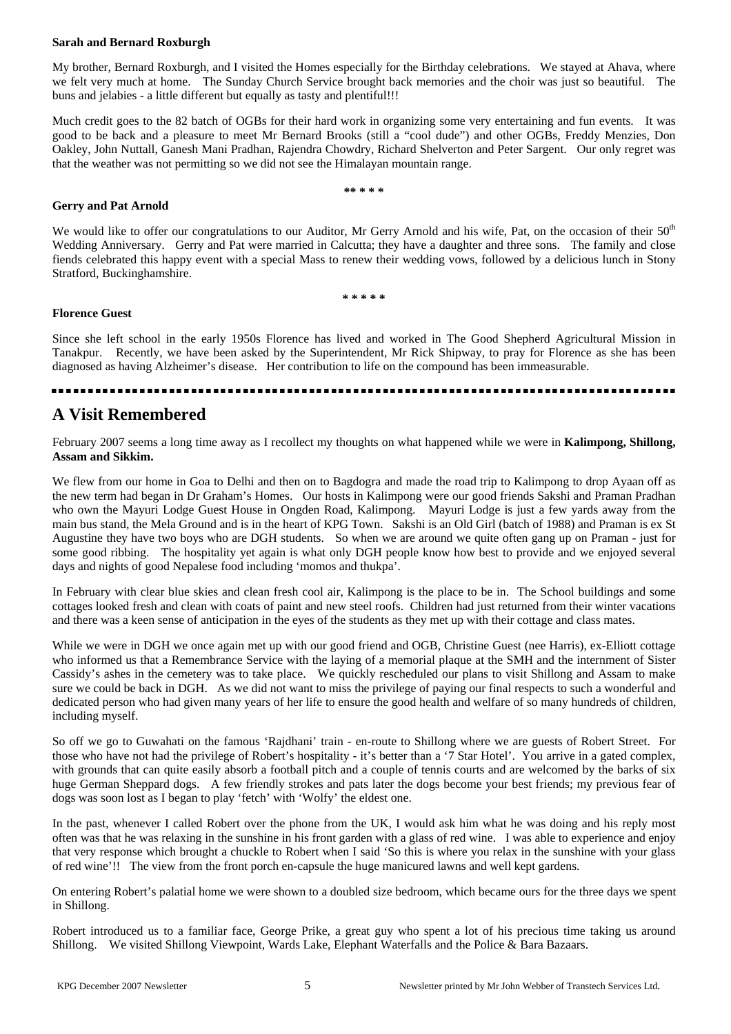**Sarah and Bernard Roxburgh**

My brother, Bernard Roxburgh, and I visited the Homes especially for the Birthday celebrations. We stayed at Ahava, where we felt very much at home. The Sunday Church Service brought back memories and the choir was just so beautiful. The buns and jelabies - a little different but equally as tasty and plentiful!!!

Much credit goes to the 82 batch of OGBs for their hard work in organizing some very entertaining and fun events. It was good to be back and a pleasure to meet Mr Bernard Brooks (still a "cool dude") and other OGBs, Freddy Menzies, Don Oakley, John Nuttall, Ganesh Mani Pradhan, Rajendra Chowdry, Richard Shelverton and Peter Sargent. Our only regret was that the weather was not permitting so we did not see the Himalayan mountain range.

\*\* \* \* \*

**Gerry and Pat Arnold**

We would like to offer our congratulations to our Auditor, Mr Gerry Arnold and his wife, Pat, on the occasion of their 50th Wedding Anniversary. Gerry and Pat were married in Calcutta; they have a daughter and three sons. The family and close fiends celebrated this happy event with a special Mass to renew their wedding vows, followed by a delicious lunch in Stony Stratford, Buckinghamshire.

\* \* \* \* \*

**Florence Guest**

Since she left school in the early 1950s Florence has lived and worked in The Good Shepherd Agricultural Mission in Tanakpur. Recently, we have been asked by the Superintendent, Mr Rick Shipway, to pray for Florence as she has been diagnosed as having Alzheimer's disease. Her contribution to life on the compound has been immeasurable.

---

## A Visit Remembered

February 2007 seems a long time away as I recollect my thoughts on what happened while we were in **Kalimpong, Shillong, Assam and Sikkim.**

We flew from our home in Goa to Delhi and then on to Bagdogra and made the road trip to Kalimpong to drop Ayaan off as the new term had began in Dr Graham's Homes. Our hosts in Kalimpong were our good friends Sakshi and Praman Pradhan who own the Mayuri Lodge Guest House in Ongden Road, Kalimpong. Mayuri Lodge is just a few yards away from the main bus stand, the Mela Ground and is in the heart of KPG Town. Sakshi is an Old Girl (batch of 1988) and Praman is ex St Augustine they have two boys who are DGH students. So when we are around we quite often gang up on Praman - just for some good ribbing. The hospitality yet again is what only DGH people know how best to provide and we enjoyed several days and nights of good Nepalese food including 'momos and thukpa'.

In February with clear blue skies and clean fresh cool air, Kalimpong is the place to be in. The School buildings and some cottages looked fresh and clean with coats of paint and new steel roofs. Children had just returned from their winter vacations and there was a keen sense of anticipation in the eyes of the students as they met up with their cottage and class mates.

While we were in DGH we once again met up with our good friend and OGB, Christine Guest (nee Harris), ex-Elliott cottage who informed us that a Remembrance Service with the laying of a memorial plaque at the SMH and the internment of Sister Cassidy's ashes in the cemetery was to take place. We quickly rescheduled our plans to visit Shillong and Assam to make sure we could be back in DGH. As we did not want to miss the privilege of paying our final respects to such a wonderful and dedicated person who had given many years of her life to ensure the good health and welfare of so many hundreds of children, including myself.

So off we go to Guwahati on the famous 'Rajdhani' train - en-route to Shillong where we are guests of Robert Street. For those who have not had the privilege of Robert's hospitality - it's better than a '7 Star Hotel'. You arrive in a gated complex, with grounds that can quite easily absorb a football pitch and a couple of tennis courts and are welcomed by the barks of six huge German Sheppard dogs. A few friendly strokes and pats later the dogs become your best friends; my previous fear of dogs was soon lost as I began to play 'fetch' with 'Wolfy' the eldest one.

In the past, whenever I called Robert over the phone from the UK, I would ask him what he was doing and his reply most often was that he was relaxing in the sunshine in his front garden with a glass of red wine. I was able to experience and enjoy that very response which brought a chuckle to Robert when I said 'So this is where you relax in the sunshine with your glass of red wine'!! The view from the front porch en-capsule the huge manicured lawns and well kept gardens.

On entering Robert's palatial home we were shown to a doubled size bedroom, which became ours for the three days we spent in Shillong.

Robert introduced us to a familiar face, George Prike, a great guy who spent a lot of his precious time taking us around Shillong. We visited Shillong Viewpoint, Wards Lake, Elephant Waterfalls and the Police & Bara Bazaars.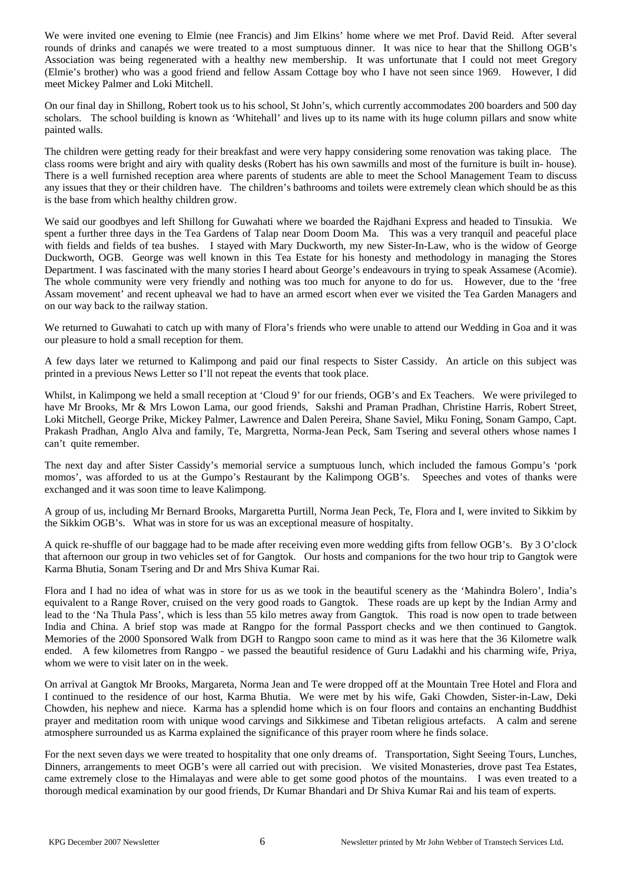We were invited one evening to Elmie (nee Francis) and Jim Elkins' home where we met Prof. David Reid. After several rounds of drinks and canapés we were treated to a most sumptuous dinner. It was nice to hear that the Shillong OGB's Association was being regenerated with a healthy new membership. It was unfortunate that I could not meet Gregory (Elmie's brother) who was a good friend and fellow Assam Cottage boy who I have not seen since 1969. However, I did meet Mickey Palmer and Loki Mitchell.

On our final day in Shillong, Robert took us to his school, St John's, which currently accommodates 200 boarders and 500 day scholars. The school building is known as 'Whitehall' and lives up to its name with its huge column pillars and snow white painted walls.

The children were getting ready for their breakfast and were very happy considering some renovation was taking place. The class rooms were bright and airy with quality desks (Robert has his own sawmills and most of the furniture is built in- house). There is a well furnished reception area where parents of students are able to meet the School Management Team to discuss any issues that they or their children have. The children's bathrooms and toilets were extremely clean which should be as this is the base from which healthy children grow.

We said our goodbyes and left Shillong for Guwahati where we boarded the Rajdhani Express and headed to Tinsukia. We spent a further three days in the Tea Gardens of Talap near Doom Doom Ma. This was a very tranquil and peaceful place with fields and fields of tea bushes. I stayed with Mary Duckworth, my new Sister-In-Law, who is the widow of George Duckworth, OGB. George was well known in this Tea Estate for his honesty and methodology in managing the Stores Department. I was fascinated with the many stories I heard about George's endeavours in trying to speak Assamese (Acomie). The whole community were very friendly and nothing was too much for anyone to do for us. However, due to the 'free Assam movement' and recent upheaval we had to have an armed escort when ever we visited the Tea Garden Managers and on our way back to the railway station.

We returned to Guwahati to catch up with many of Flora's friends who were unable to attend our Wedding in Goa and it was our pleasure to hold a small reception for them.

A few days later we returned to Kalimpong and paid our final respects to Sister Cassidy. An article on this subject was printed in a previous News Letter so I'll not repeat the events that took place.

Whilst, in Kalimpong we held a small reception at 'Cloud 9' for our friends, OGB's and Ex Teachers. We were privileged to have Mr Brooks, Mr & Mrs Lowon Lama, our good friends, Sakshi and Praman Pradhan, Christine Harris, Robert Street, Loki Mitchell, George Prike, Mickey Palmer, Lawrence and Dalen Pereira, Shane Saviel, Miku Foning, Sonam Gampo, Capt. Prakash Pradhan, Anglo Alva and family, Te, Margretta, Norma-Jean Peck, Sam Tsering and several others whose names I can't quite remember.

The next day and after Sister Cassidy's memorial service a sumptuous lunch, which included the famous Gompu's 'pork momos', was afforded to us at the Gumpo's Restaurant by the Kalimpong OGB's. Speeches and votes of thanks were exchanged and it was soon time to leave Kalimpong.

A group of us, including Mr Bernard Brooks, Margaretta Purtill, Norma Jean Peck, Te, Flora and I, were invited to Sikkim by the Sikkim OGB's. What was in store for us was an exceptional measure of hospitalty.

A quick re-shuffle of our baggage had to be made after receiving even more wedding gifts from fellow OGB's. By 3 O'clock that afternoon our group in two vehicles set of for Gangtok. Our hosts and companions for the two hour trip to Gangtok were Karma Bhutia, Sonam Tsering and Dr and Mrs Shiva Kumar Rai.

Flora and I had no idea of what was in store for us as we took in the beautiful scenery as the 'Mahindra Bolero', India's equivalent to a Range Rover, cruised on the very good roads to Gangtok. These roads are up kept by the Indian Army and lead to the 'Na Thula Pass', which is less than 55 kilo metres away from Gangtok. This road is now open to trade between India and China. A brief stop was made at Rangpo for the formal Passport checks and we then continued to Gangtok. Memories of the 2000 Sponsored Walk from DGH to Rangpo soon came to mind as it was here that the 36 Kilometre walk ended. A few kilometres from Rangpo - we passed the beautiful residence of Guru Ladakhi and his charming wife, Priya, whom we were to visit later on in the week.

On arrival at Gangtok Mr Brooks, Margareta, Norma Jean and Te were dropped off at the Mountain Tree Hotel and Flora and I continued to the residence of our host, Karma Bhutia. We were met by his wife, Gaki Chowden, Sister-in-Law, Deki Chowden, his nephew and niece. Karma has a splendid home which is on four floors and contains an enchanting Buddhist prayer and meditation room with unique wood carvings and Sikkimese and Tibetan religious artefacts. A calm and serene atmosphere surrounded us as Karma explained the significance of this prayer room where he finds solace.

For the next seven days we were treated to hospitality that one only dreams of. Transportation, Sight Seeing Tours, Lunches, Dinners, arrangements to meet OGB's were all carried out with precision. We visited Monasteries, drove past Tea Estates, came extremely close to the Himalayas and were able to get some good photos of the mountains. I was even treated to a thorough medical examination by our good friends, Dr Kumar Bhandari and Dr Shiva Kumar Rai and his team of experts.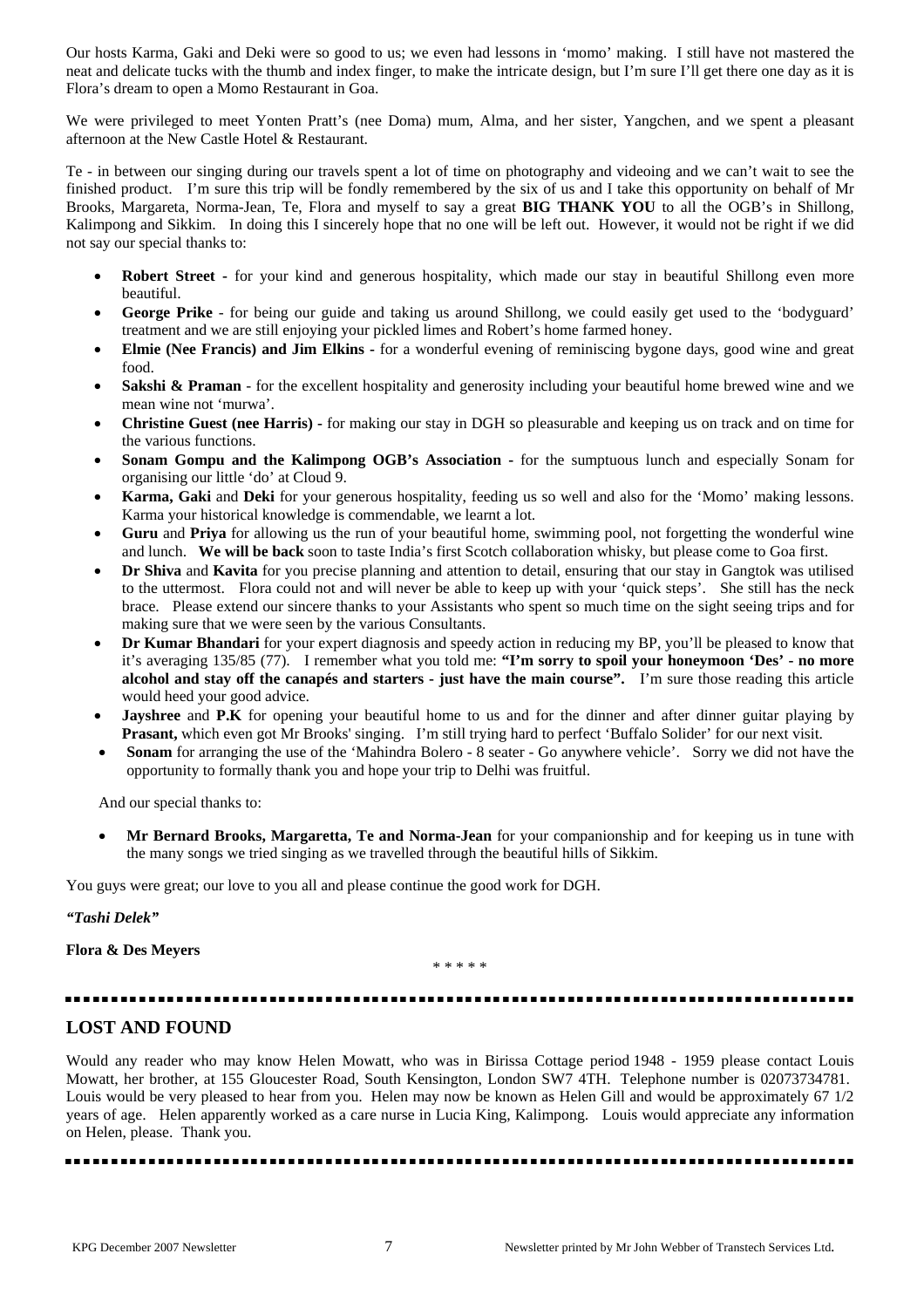Our hosts Karma, Gaki and Deki were so good to us; we even had lessons in 'momo' making. I still have not mastered the neat and delicate tucks with the thumb and index finger, to make the intricate design, but I'm sure I'll get there one day as it is Flora's dream to open a Momo Restaurant in Goa.

We were privileged to meet Yonten Pratt's (nee Doma) mum, Alma, and her sister, Yangchen, and we spent a pleasant afternoon at the New Castle Hotel & Restaurant.

Te - in between our singing during our travels spent a lot of time on photography and videoing and we can't wait to see the finished product. I'm sure this trip will be fondly remembered by the six of us and I take this opportunity on behalf of Mr Brooks, Margareta, Norma-Jean, Te, Flora and myself to say a great **BIG THANK YOU** to all the OGB's in Shillong, Kalimpong and Sikkim. In doing this I sincerely hope that no one will be left out. However, it would not be right if we did not say our special thanks to:

- **Robert Street -** for your kind and generous hospitality, which made our stay in beautiful Shillong even more beautiful.
- **George Prike** - for being our guide and taking us around Shillong, we could easily get used to the 'bodyguard' treatment and we are still enjoying your pickled limes and Robert's home farmed honey.
- **Elmie (Nee Francis) and Jim Elkins -** for a wonderful evening of reminiscing bygone days, good wine and great food.
- **Sakshi & Praman** - for the excellent hospitality and generosity including your beautiful home brewed wine and we mean wine not 'murwa'.
- **Christine Guest (nee Harris) -** for making our stay in DGH so pleasurable and keeping us on track and on time for the various functions.
- **Sonam Gompu and the Kalimpong OGB's Association -** for the sumptuous lunch and especially Sonam for organising our little 'do' at Cloud 9.
- **Karma, Gaki** and **Deki** for your generous hospitality, feeding us so well and also for the 'Momo' making lessons. Karma your historical knowledge is commendable, we learnt a lot.
- **Guru** and **Priya** for allowing us the run of your beautiful home, swimming pool, not forgetting the wonderful wine and lunch. **We will be back** soon to taste India's first Scotch collaboration whisky, but please come to Goa first.
- **Dr Shiva** and **Kavita** for you precise planning and attention to detail, ensuring that our stay in Gangtok was utilised to the uttermost. Flora could not and will never be able to keep up with your 'quick steps'. She still has the neck brace. Please extend our sincere thanks to your Assistants who spent so much time on the sight seeing trips and for making sure that we were seen by the various Consultants.
- **Dr Kumar Bhandari** for your expert diagnosis and speedy action in reducing my BP, you'll be pleased to know that it's averaging 135/85 (77). I remember what you told me: **"I'm sorry to spoil your honeymoon 'Des' - no more alcohol and stay off the canapés and starters - just have the main course".** I'm sure those reading this article would heed your good advice.
- **Jayshree** and **P.K** for opening your beautiful home to us and for the dinner and after dinner guitar playing by **Prasant,** which even got Mr Brooks' singing. I'm still trying hard to perfect 'Buffalo Solider' for our next visit.
- **Sonam** for arranging the use of the 'Mahindra Bolero - 8 seater - Go anywhere vehicle'. Sorry we did not have the opportunity to formally thank you and hope your trip to Delhi was fruitful.

And our special thanks to:

- **Mr Bernard Brooks, Margaretta, Te and Norma-Jean** for your companionship and for keeping us in tune with the many songs we tried singing as we travelled through the beautiful hills of Sikkim.

You guys were great; our love to you all and please continue the good work for DGH.

***"Tashi Delek"***

**Flora & Des Meyers**

\* \* \* \* \*

---

## LOST AND FOUND

Would any reader who may know Helen Mowatt, who was in Birissa Cottage period 1948 - 1959 please contact Louis Mowatt, her brother, at 155 Gloucester Road, South Kensington, London SW7 4TH. Telephone number is 02073734781. Louis would be very pleased to hear from you. Helen may now be known as Helen Gill and would be approximately 67 1/2 years of age. Helen apparently worked as a care nurse in Lucia King, Kalimpong. Louis would appreciate any information on Helen, please. Thank you.

---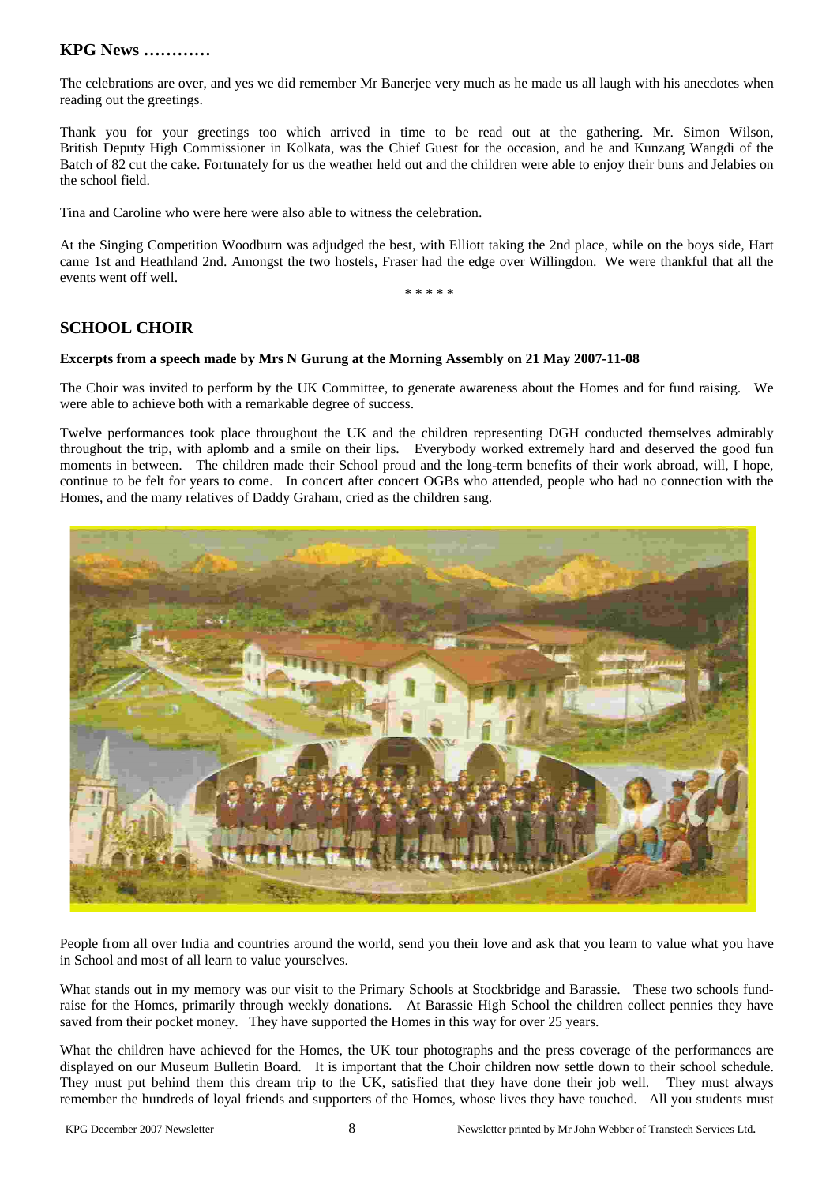## KPG News …………

The celebrations are over, and yes we did remember Mr Banerjee very much as he made us all laugh with his anecdotes when reading out the greetings.

Thank you for your greetings too which arrived in time to be read out at the gathering. Mr. Simon Wilson, British Deputy High Commissioner in Kolkata, was the Chief Guest for the occasion, and he and Kunzang Wangdi of the Batch of 82 cut the cake. Fortunately for us the weather held out and the children were able to enjoy their buns and Jelabies on the school field.

Tina and Caroline who were here were also able to witness the celebration.

At the Singing Competition Woodburn was adjudged the best, with Elliott taking the 2nd place, while on the boys side, Hart came 1st and Heathland 2nd. Amongst the two hostels, Fraser had the edge over Willingdon. We were thankful that all the events went off well.

\* \* \* \* \*

## SCHOOL CHOIR

**Excerpts from a speech made by Mrs N Gurung at the Morning Assembly on 21 May 2007-11-08**

The Choir was invited to perform by the UK Committee, to generate awareness about the Homes and for fund raising. We were able to achieve both with a remarkable degree of success.

Twelve performances took place throughout the UK and the children representing DGH conducted themselves admirably throughout the trip, with aplomb and a smile on their lips. Everybody worked extremely hard and deserved the good fun moments in between. The children made their School proud and the long-term benefits of their work abroad, will, I hope, continue to be felt for years to come. In concert after concert OGBs who attended, people who had no connection with the Homes, and the many relatives of Daddy Graham, cried as the children sang.

People from all over India and countries around the world, send you their love and ask that you learn to value what you have in School and most of all learn to value yourselves.

What stands out in my memory was our visit to the Primary Schools at Stockbridge and Barassie. These two schools fund-raise for the Homes, primarily through weekly donations. At Barassie High School the children collect pennies they have saved from their pocket money. They have supported the Homes in this way for over 25 years.

What the children have achieved for the Homes, the UK tour photographs and the press coverage of the performances are displayed on our Museum Bulletin Board. It is important that the Choir children now settle down to their school schedule. They must put behind them this dream trip to the UK, satisfied that they have done their job well. They must always remember the hundreds of loyal friends and supporters of the Homes, whose lives they have touched. All you students must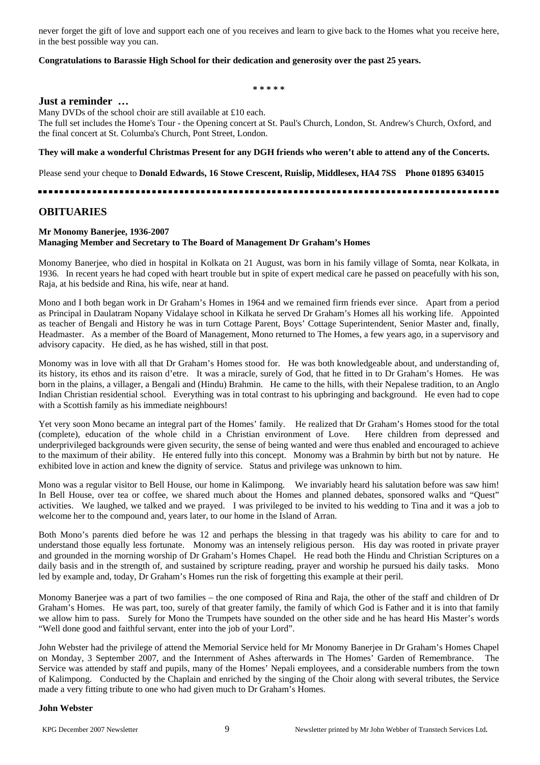never forget the gift of love and support each one of you receives and learn to give back to the Homes what you receive here, in the best possible way you can.

**Congratulations to Barassie High School for their dedication and generosity over the past 25 years.**

\* \* \* \* \*

## Just a reminder …

Many DVDs of the school choir are still available at £10 each.
The full set includes the Home's Tour - the Opening concert at St. Paul's Church, London, St. Andrew's Church, Oxford, and the final concert at St. Columba's Church, Pont Street, London.

**They will make a wonderful Christmas Present for any DGH friends who weren't able to attend any of the Concerts.**

Please send your cheque to **Donald Edwards, 16 Stowe Crescent, Ruislip, Middlesex, HA4 7SS Phone 01895 634015**

---

## OBITUARIES

**Mr Monomy Banerjee, 1936-2007**
**Managing Member and Secretary to The Board of Management Dr Graham's Homes**

Monomy Banerjee, who died in hospital in Kolkata on 21 August, was born in his family village of Somta, near Kolkata, in 1936. In recent years he had coped with heart trouble but in spite of expert medical care he passed on peacefully with his son, Raja, at his bedside and Rina, his wife, near at hand.

Mono and I both began work in Dr Graham's Homes in 1964 and we remained firm friends ever since. Apart from a period as Principal in Daulatram Nopany Vidalaye school in Kilkata he served Dr Graham's Homes all his working life. Appointed as teacher of Bengali and History he was in turn Cottage Parent, Boys' Cottage Superintendent, Senior Master and, finally, Headmaster. As a member of the Board of Management, Mono returned to The Homes, a few years ago, in a supervisory and advisory capacity. He died, as he has wished, still in that post.

Monomy was in love with all that Dr Graham's Homes stood for. He was both knowledgeable about, and understanding of, its history, its ethos and its raison d'etre. It was a miracle, surely of God, that he fitted in to Dr Graham's Homes. He was born in the plains, a villager, a Bengali and (Hindu) Brahmin. He came to the hills, with their Nepalese tradition, to an Anglo Indian Christian residential school. Everything was in total contrast to his upbringing and background. He even had to cope with a Scottish family as his immediate neighbours!

Yet very soon Mono became an integral part of the Homes' family. He realized that Dr Graham's Homes stood for the total (complete), education of the whole child in a Christian environment of Love. Here children from depressed and underprivileged backgrounds were given security, the sense of being wanted and were thus enabled and encouraged to achieve to the maximum of their ability. He entered fully into this concept. Monomy was a Brahmin by birth but not by nature. He exhibited love in action and knew the dignity of service. Status and privilege was unknown to him.

Mono was a regular visitor to Bell House, our home in Kalimpong. We invariably heard his salutation before was saw him! In Bell House, over tea or coffee, we shared much about the Homes and planned debates, sponsored walks and "Quest" activities. We laughed, we talked and we prayed. I was privileged to be invited to his wedding to Tina and it was a job to welcome her to the compound and, years later, to our home in the Island of Arran.

Both Mono's parents died before he was 12 and perhaps the blessing in that tragedy was his ability to care for and to understand those equally less fortunate. Monomy was an intensely religious person. His day was rooted in private prayer and grounded in the morning worship of Dr Graham's Homes Chapel. He read both the Hindu and Christian Scriptures on a daily basis and in the strength of, and sustained by scripture reading, prayer and worship he pursued his daily tasks. Mono led by example and, today, Dr Graham's Homes run the risk of forgetting this example at their peril.

Monomy Banerjee was a part of two families – the one composed of Rina and Raja, the other of the staff and children of Dr Graham's Homes. He was part, too, surely of that greater family, the family of which God is Father and it is into that family we allow him to pass. Surely for Mono the Trumpets have sounded on the other side and he has heard His Master's words "Well done good and faithful servant, enter into the job of your Lord".

John Webster had the privilege of attend the Memorial Service held for Mr Monomy Banerjee in Dr Graham's Homes Chapel on Monday, 3 September 2007, and the Internment of Ashes afterwards in The Homes' Garden of Remembrance. The Service was attended by staff and pupils, many of the Homes' Nepali employees, and a considerable numbers from the town of Kalimpong. Conducted by the Chaplain and enriched by the singing of the Choir along with several tributes, the Service made a very fitting tribute to one who had given much to Dr Graham's Homes.

**John Webster**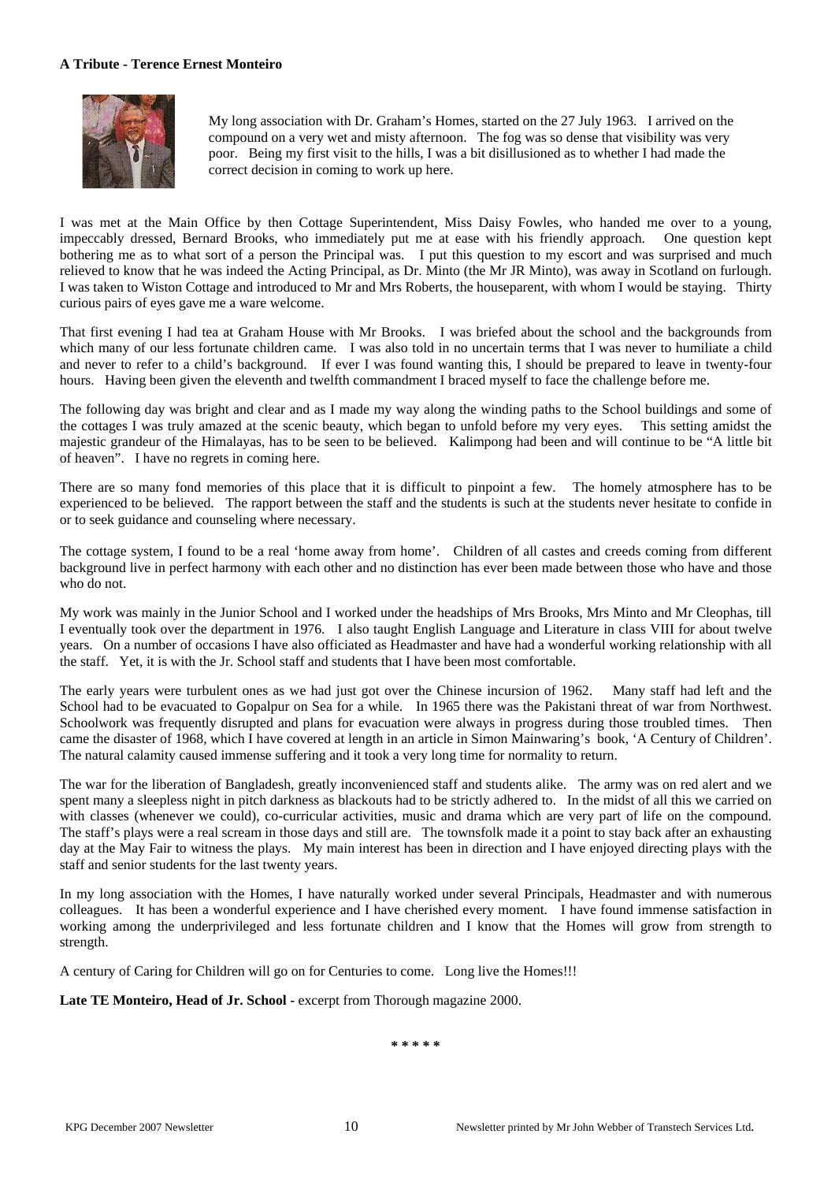**A Tribute - Terence Ernest Monteiro**

My long association with Dr. Graham's Homes, started on the 27 July 1963. I arrived on the compound on a very wet and misty afternoon. The fog was so dense that visibility was very poor. Being my first visit to the hills, I was a bit disillusioned as to whether I had made the correct decision in coming to work up here.

I was met at the Main Office by then Cottage Superintendent, Miss Daisy Fowles, who handed me over to a young, impeccably dressed, Bernard Brooks, who immediately put me at ease with his friendly approach. One question kept bothering me as to what sort of a person the Principal was. I put this question to my escort and was surprised and much relieved to know that he was indeed the Acting Principal, as Dr. Minto (the Mr JR Minto), was away in Scotland on furlough. I was taken to Wiston Cottage and introduced to Mr and Mrs Roberts, the houseparent, with whom I would be staying. Thirty curious pairs of eyes gave me a ware welcome.

That first evening I had tea at Graham House with Mr Brooks. I was briefed about the school and the backgrounds from which many of our less fortunate children came. I was also told in no uncertain terms that I was never to humiliate a child and never to refer to a child's background. If ever I was found wanting this, I should be prepared to leave in twenty-four hours. Having been given the eleventh and twelfth commandment I braced myself to face the challenge before me.

The following day was bright and clear and as I made my way along the winding paths to the School buildings and some of the cottages I was truly amazed at the scenic beauty, which began to unfold before my very eyes. This setting amidst the majestic grandeur of the Himalayas, has to be seen to be believed. Kalimpong had been and will continue to be "A little bit of heaven". I have no regrets in coming here.

There are so many fond memories of this place that it is difficult to pinpoint a few. The homely atmosphere has to be experienced to be believed. The rapport between the staff and the students is such at the students never hesitate to confide in or to seek guidance and counseling where necessary.

The cottage system, I found to be a real 'home away from home'. Children of all castes and creeds coming from different background live in perfect harmony with each other and no distinction has ever been made between those who have and those who do not.

My work was mainly in the Junior School and I worked under the headships of Mrs Brooks, Mrs Minto and Mr Cleophas, till I eventually took over the department in 1976. I also taught English Language and Literature in class VIII for about twelve years. On a number of occasions I have also officiated as Headmaster and have had a wonderful working relationship with all the staff. Yet, it is with the Jr. School staff and students that I have been most comfortable.

The early years were turbulent ones as we had just got over the Chinese incursion of 1962. Many staff had left and the School had to be evacuated to Gopalpur on Sea for a while. In 1965 there was the Pakistani threat of war from Northwest. Schoolwork was frequently disrupted and plans for evacuation were always in progress during those troubled times. Then came the disaster of 1968, which I have covered at length in an article in Simon Mainwaring's book, 'A Century of Children'. The natural calamity caused immense suffering and it took a very long time for normality to return.

The war for the liberation of Bangladesh, greatly inconvenienced staff and students alike. The army was on red alert and we spent many a sleepless night in pitch darkness as blackouts had to be strictly adhered to. In the midst of all this we carried on with classes (whenever we could), co-curricular activities, music and drama which are very part of life on the compound. The staff's plays were a real scream in those days and still are. The townsfolk made it a point to stay back after an exhausting day at the May Fair to witness the plays. My main interest has been in direction and I have enjoyed directing plays with the staff and senior students for the last twenty years.

In my long association with the Homes, I have naturally worked under several Principals, Headmaster and with numerous colleagues. It has been a wonderful experience and I have cherished every moment. I have found immense satisfaction in working among the underprivileged and less fortunate children and I know that the Homes will grow from strength to strength.

A century of Caring for Children will go on for Centuries to come. Long live the Homes!!!

**Late TE Monteiro, Head of Jr. School** - excerpt from Thorough magazine 2000.

\* \* \* \* \*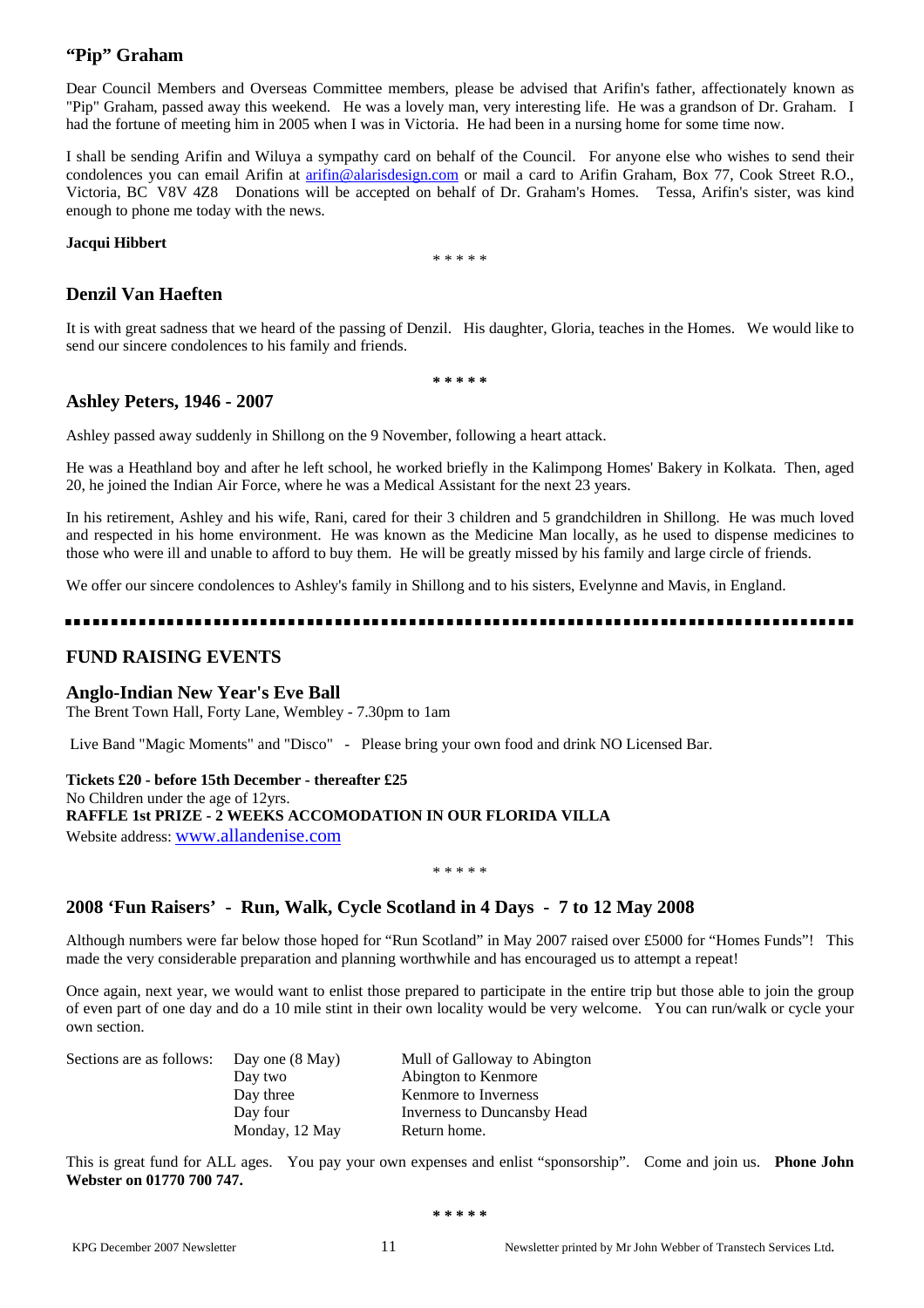## "Pip" Graham

Dear Council Members and Overseas Committee members, please be advised that Arifin's father, affectionately known as "Pip" Graham, passed away this weekend. He was a lovely man, very interesting life. He was a grandson of Dr. Graham. I had the fortune of meeting him in 2005 when I was in Victoria. He had been in a nursing home for some time now.

I shall be sending Arifin and Wiluya a sympathy card on behalf of the Council. For anyone else who wishes to send their condolences you can email Arifin at arifin@alarisdesign.com or mail a card to Arifin Graham, Box 77, Cook Street R.O., Victoria, BC V8V 4Z8 Donations will be accepted on behalf of Dr. Graham's Homes. Tessa, Arifin's sister, was kind enough to phone me today with the news.

**Jacqui Hibbert**

\* \* \* \* \*

## Denzil Van Haeften

It is with great sadness that we heard of the passing of Denzil. His daughter, Gloria, teaches in the Homes. We would like to send our sincere condolences to his family and friends.

\* \* \* \* \*

## Ashley Peters, 1946 - 2007

Ashley passed away suddenly in Shillong on the 9 November, following a heart attack.

He was a Heathland boy and after he left school, he worked briefly in the Kalimpong Homes' Bakery in Kolkata. Then, aged 20, he joined the Indian Air Force, where he was a Medical Assistant for the next 23 years.

In his retirement, Ashley and his wife, Rani, cared for their 3 children and 5 grandchildren in Shillong. He was much loved and respected in his home environment. He was known as the Medicine Man locally, as he used to dispense medicines to those who were ill and unable to afford to buy them. He will be greatly missed by his family and large circle of friends.

We offer our sincere condolences to Ashley's family in Shillong and to his sisters, Evelynne and Mavis, in England.

---

## FUND RAISING EVENTS

### Anglo-Indian New Year's Eve Ball

The Brent Town Hall, Forty Lane, Wembley - 7.30pm to 1am

Live Band "Magic Moments" and "Disco" - Please bring your own food and drink NO Licensed Bar.

**Tickets £20 - before 15th December - thereafter £25**
No Children under the age of 12yrs.
**RAFFLE 1st PRIZE - 2 WEEKS ACCOMODATION IN OUR FLORIDA VILLA**
Website address: www.allandenise.com

\* \* \* \* \*

### 2008 'Fun Raisers' - Run, Walk, Cycle Scotland in 4 Days - 7 to 12 May 2008

Although numbers were far below those hoped for "Run Scotland" in May 2007 raised over £5000 for "Homes Funds"! This made the very considerable preparation and planning worthwhile and has encouraged us to attempt a repeat!

Once again, next year, we would want to enlist those prepared to participate in the entire trip but those able to join the group of even part of one day and do a 10 mile stint in their own locality would be very welcome. You can run/walk or cycle your own section.

| Sections are as follows: | Day one (8 May) | Mull of Galloway to Abington |
|---|---|---|
| | Day two | Abington to Kenmore |
| | Day three | Kenmore to Inverness |
| | Day four | Inverness to Duncansby Head |
| | Monday, 12 May | Return home. |

This is great fund for ALL ages. You pay your own expenses and enlist "sponsorship". Come and join us. **Phone John Webster on 01770 700 747.**

\* \* \* \* \*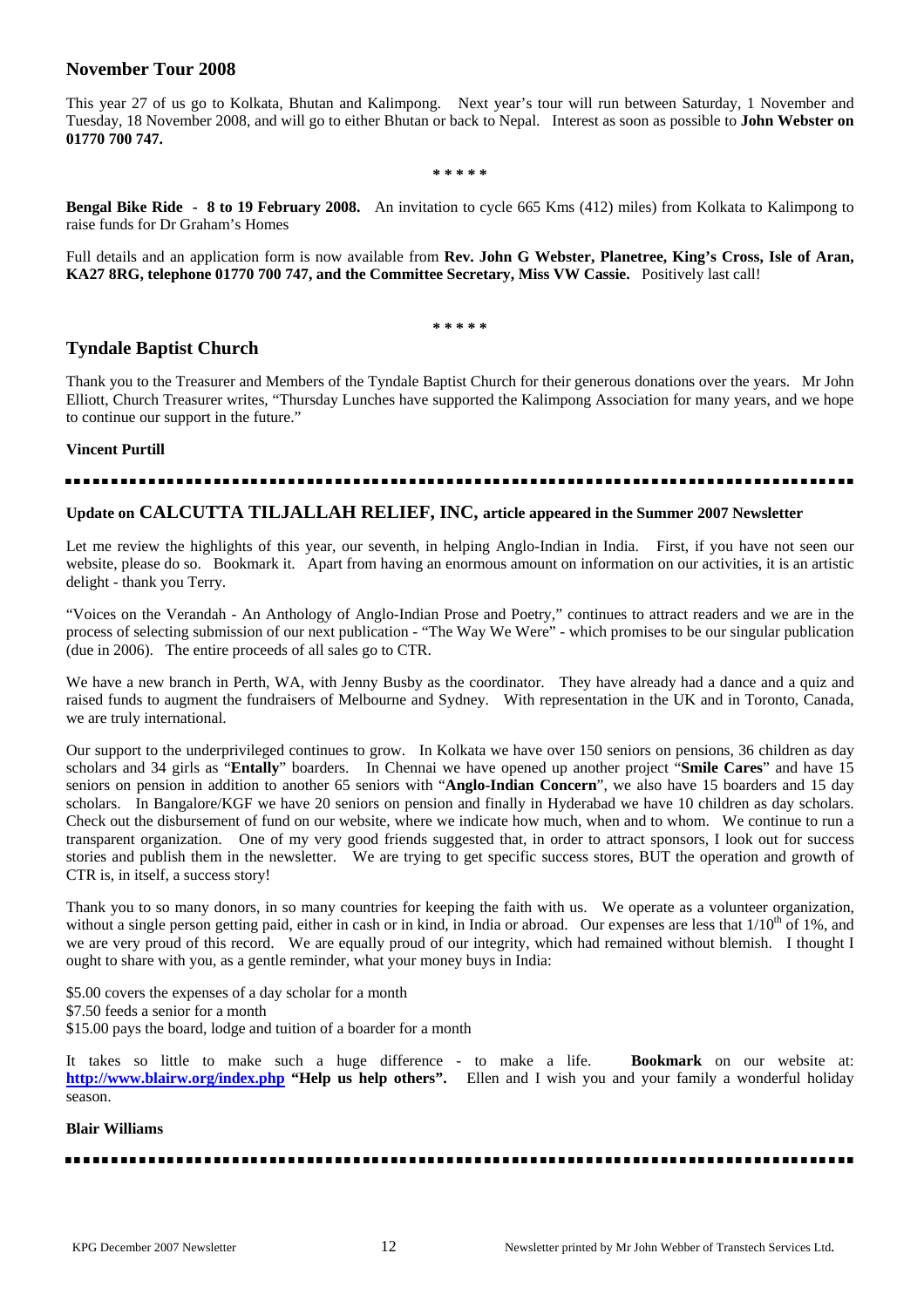## November Tour 2008

This year 27 of us go to Kolkata, Bhutan and Kalimpong. Next year's tour will run between Saturday, 1 November and Tuesday, 18 November 2008, and will go to either Bhutan or back to Nepal. Interest as soon as possible to **John Webster on 01770 700 747.**

\* \* \* \* \*

**Bengal Bike Ride - 8 to 19 February 2008.** An invitation to cycle 665 Kms (412) miles) from Kolkata to Kalimpong to raise funds for Dr Graham's Homes

Full details and an application form is now available from **Rev. John G Webster, Planetree, King's Cross, Isle of Aran, KA27 8RG, telephone 01770 700 747, and the Committee Secretary, Miss VW Cassie.** Positively last call!

\* \* \* \* \*

## Tyndale Baptist Church

Thank you to the Treasurer and Members of the Tyndale Baptist Church for their generous donations over the years. Mr John Elliott, Church Treasurer writes, "Thursday Lunches have supported the Kalimpong Association for many years, and we hope to continue our support in the future."

**Vincent Purtill**

---

### Update on CALCUTTA TILJALLAH RELIEF, INC, article appeared in the Summer 2007 Newsletter

Let me review the highlights of this year, our seventh, in helping Anglo-Indian in India. First, if you have not seen our website, please do so. Bookmark it. Apart from having an enormous amount on information on our activities, it is an artistic delight - thank you Terry.

"Voices on the Verandah - An Anthology of Anglo-Indian Prose and Poetry," continues to attract readers and we are in the process of selecting submission of our next publication - "The Way We Were" - which promises to be our singular publication (due in 2006). The entire proceeds of all sales go to CTR.

We have a new branch in Perth, WA, with Jenny Busby as the coordinator. They have already had a dance and a quiz and raised funds to augment the fundraisers of Melbourne and Sydney. With representation in the UK and in Toronto, Canada, we are truly international.

Our support to the underprivileged continues to grow. In Kolkata we have over 150 seniors on pensions, 36 children as day scholars and 34 girls as "**Entally**" boarders. In Chennai we have opened up another project "**Smile Cares**" and have 15 seniors on pension in addition to another 65 seniors with "**Anglo-Indian Concern**", we also have 15 boarders and 15 day scholars. In Bangalore/KGF we have 20 seniors on pension and finally in Hyderabad we have 10 children as day scholars. Check out the disbursement of fund on our website, where we indicate how much, when and to whom. We continue to run a transparent organization. One of my very good friends suggested that, in order to attract sponsors, I look out for success stories and publish them in the newsletter. We are trying to get specific success stores, BUT the operation and growth of CTR is, in itself, a success story!

Thank you to so many donors, in so many countries for keeping the faith with us. We operate as a volunteer organization, without a single person getting paid, either in cash or in kind, in India or abroad. Our expenses are less that 1/10th of 1%, and we are very proud of this record. We are equally proud of our integrity, which had remained without blemish. I thought I ought to share with you, as a gentle reminder, what your money buys in India:

$5.00 covers the expenses of a day scholar for a month
$7.50 feeds a senior for a month
$15.00 pays the board, lodge and tuition of a boarder for a month

It takes so little to make such a huge difference - to make a life. **Bookmark** on our website at: **http://www.blairw.org/index.php** **"Help us help others".** Ellen and I wish you and your family a wonderful holiday season.

**Blair Williams**

---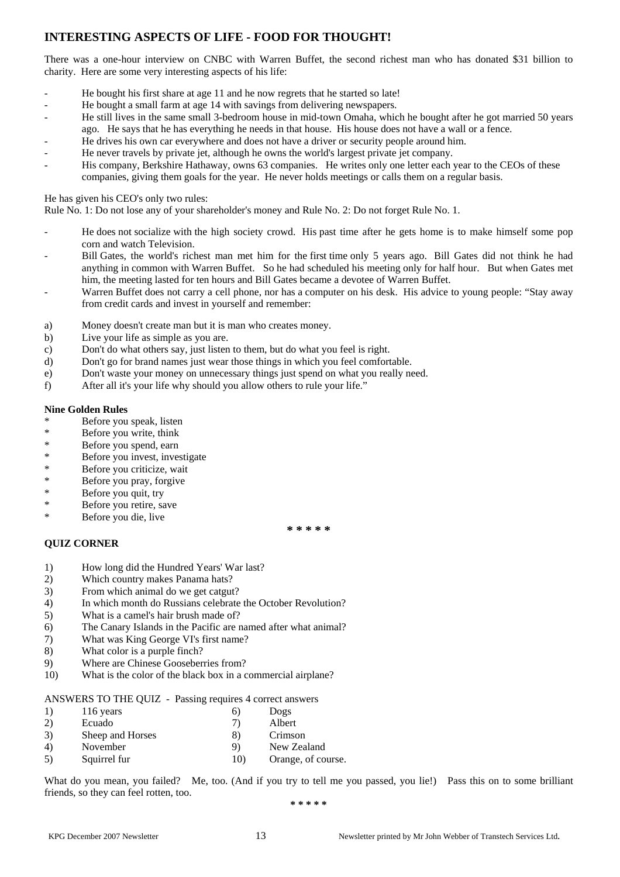## INTERESTING ASPECTS OF LIFE - FOOD FOR THOUGHT!

There was a one-hour interview on CNBC with Warren Buffet, the second richest man who has donated $31 billion to charity. Here are some very interesting aspects of his life:

- He bought his first share at age 11 and he now regrets that he started so late!
- He bought a small farm at age 14 with savings from delivering newspapers.
- He still lives in the same small 3-bedroom house in mid-town Omaha, which he bought after he got married 50 years ago. He says that he has everything he needs in that house. His house does not have a wall or a fence.
- He drives his own car everywhere and does not have a driver or security people around him.
- He never travels by private jet, although he owns the world's largest private jet company.
- His company, Berkshire Hathaway, owns 63 companies. He writes only one letter each year to the CEOs of these companies, giving them goals for the year. He never holds meetings or calls them on a regular basis.

He has given his CEO's only two rules:
Rule No. 1: Do not lose any of your shareholder's money and Rule No. 2: Do not forget Rule No. 1.

- He does not socialize with the high society crowd. His past time after he gets home is to make himself some pop corn and watch Television.
- Bill Gates, the world's richest man met him for the first time only 5 years ago. Bill Gates did not think he had anything in common with Warren Buffet. So he had scheduled his meeting only for half hour. But when Gates met him, the meeting lasted for ten hours and Bill Gates became a devotee of Warren Buffet.
- Warren Buffet does not carry a cell phone, nor has a computer on his desk. His advice to young people: "Stay away from credit cards and invest in yourself and remember:

a) Money doesn't create man but it is man who creates money.
b) Live your life as simple as you are.
c) Don't do what others say, just listen to them, but do what you feel is right.
d) Don't go for brand names just wear those things in which you feel comfortable.
e) Don't waste your money on unnecessary things just spend on what you really need.
f) After all it's your life why should you allow others to rule your life."

**Nine Golden Rules**

* Before you speak, listen
* Before you write, think
* Before you spend, earn
* Before you invest, investigate
* Before you criticize, wait
* Before you pray, forgive
* Before you quit, try
* Before you retire, save
* Before you die, live

\* \* \* \* \*

**QUIZ CORNER**

1) How long did the Hundred Years' War last?
2) Which country makes Panama hats?
3) From which animal do we get catgut?
4) In which month do Russians celebrate the October Revolution?
5) What is a camel's hair brush made of?
6) The Canary Islands in the Pacific are named after what animal?
7) What was King George VI's first name?
8) What color is a purple finch?
9) Where are Chinese Gooseberries from?
10) What is the color of the black box in a commercial airplane?

ANSWERS TO THE QUIZ - Passing requires 4 correct answers

1) 116 years
2) Ecuado
3) Sheep and Horses
4) November
5) Squirrel fur
6) Dogs
7) Albert
8) Crimson
9) New Zealand
10) Orange, of course.

What do you mean, you failed? Me, too. (And if you try to tell me you passed, you lie!) Pass this on to some brilliant friends, so they can feel rotten, too.

\* \* \* \* \*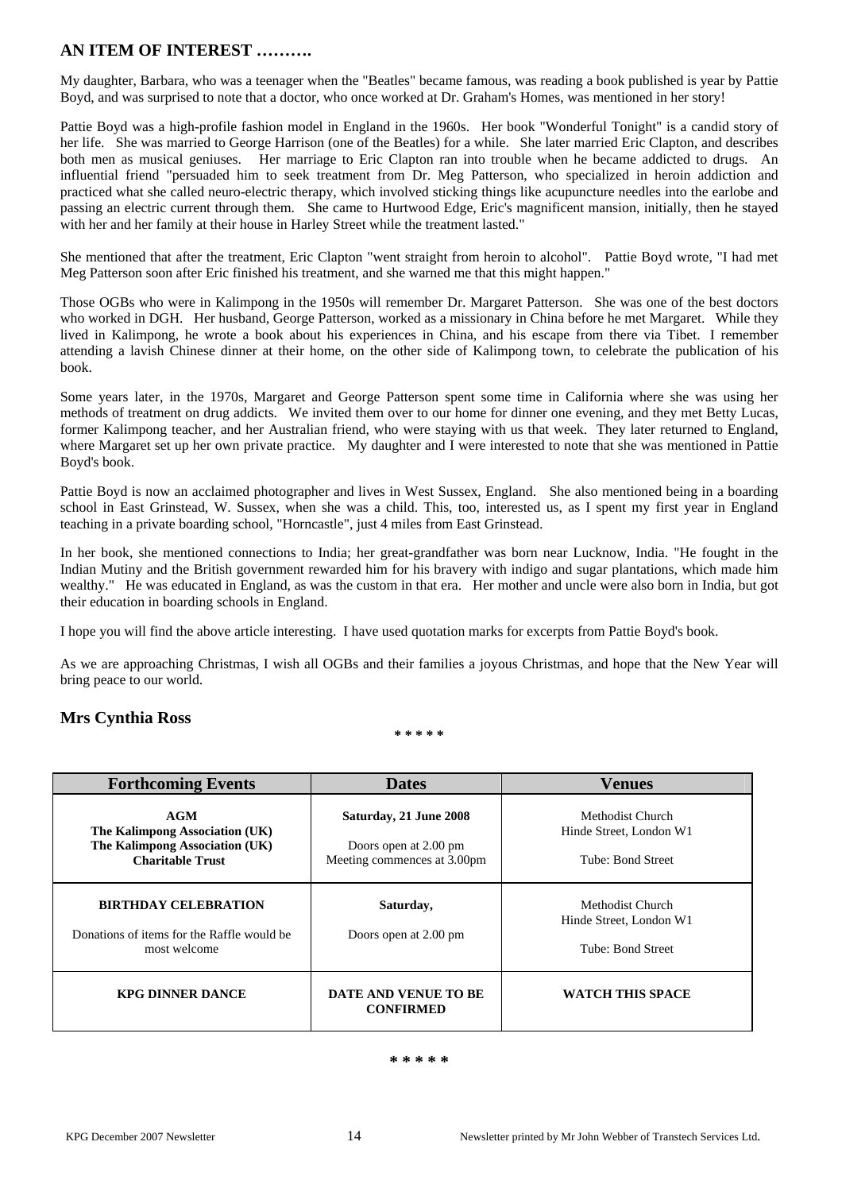## AN ITEM OF INTEREST ……….

My daughter, Barbara, who was a teenager when the "Beatles" became famous, was reading a book published is year by Pattie Boyd, and was surprised to note that a doctor, who once worked at Dr. Graham's Homes, was mentioned in her story!

Pattie Boyd was a high-profile fashion model in England in the 1960s. Her book "Wonderful Tonight" is a candid story of her life. She was married to George Harrison (one of the Beatles) for a while. She later married Eric Clapton, and describes both men as musical geniuses. Her marriage to Eric Clapton ran into trouble when he became addicted to drugs. An influential friend "persuaded him to seek treatment from Dr. Meg Patterson, who specialized in heroin addiction and practiced what she called neuro-electric therapy, which involved sticking things like acupuncture needles into the earlobe and passing an electric current through them. She came to Hurtwood Edge, Eric's magnificent mansion, initially, then he stayed with her and her family at their house in Harley Street while the treatment lasted."

She mentioned that after the treatment, Eric Clapton "went straight from heroin to alcohol". Pattie Boyd wrote, "I had met Meg Patterson soon after Eric finished his treatment, and she warned me that this might happen."

Those OGBs who were in Kalimpong in the 1950s will remember Dr. Margaret Patterson. She was one of the best doctors who worked in DGH. Her husband, George Patterson, worked as a missionary in China before he met Margaret. While they lived in Kalimpong, he wrote a book about his experiences in China, and his escape from there via Tibet. I remember attending a lavish Chinese dinner at their home, on the other side of Kalimpong town, to celebrate the publication of his book.

Some years later, in the 1970s, Margaret and George Patterson spent some time in California where she was using her methods of treatment on drug addicts. We invited them over to our home for dinner one evening, and they met Betty Lucas, former Kalimpong teacher, and her Australian friend, who were staying with us that week. They later returned to England, where Margaret set up her own private practice. My daughter and I were interested to note that she was mentioned in Pattie Boyd's book.

Pattie Boyd is now an acclaimed photographer and lives in West Sussex, England. She also mentioned being in a boarding school in East Grinstead, W. Sussex, when she was a child. This, too, interested us, as I spent my first year in England teaching in a private boarding school, "Horncastle", just 4 miles from East Grinstead.

In her book, she mentioned connections to India; her great-grandfather was born near Lucknow, India. "He fought in the Indian Mutiny and the British government rewarded him for his bravery with indigo and sugar plantations, which made him wealthy." He was educated in England, as was the custom in that era. Her mother and uncle were also born in India, but got their education in boarding schools in England.

I hope you will find the above article interesting. I have used quotation marks for excerpts from Pattie Boyd's book.

As we are approaching Christmas, I wish all OGBs and their families a joyous Christmas, and hope that the New Year will bring peace to our world.

**Mrs Cynthia Ross**

\* \* \* \* \*

| Forthcoming Events | Dates | Venues |
|---|---|---|
| **AGM**<br>**The Kalimpong Association (UK)**<br>**The Kalimpong Association (UK) Charitable Trust** | **Saturday, 21 June 2008**<br>Doors open at 2.00 pm<br>Meeting commences at 3.00pm | Methodist Church<br>Hinde Street, London W1<br>Tube: Bond Street |
| **BIRTHDAY CELEBRATION**<br>Donations of items for the Raffle would be most welcome | **Saturday,**<br>Doors open at 2.00 pm | Methodist Church<br>Hinde Street, London W1<br>Tube: Bond Street |
| **KPG DINNER DANCE** | **DATE AND VENUE TO BE CONFIRMED** | **WATCH THIS SPACE** |

\* \* \* \* \*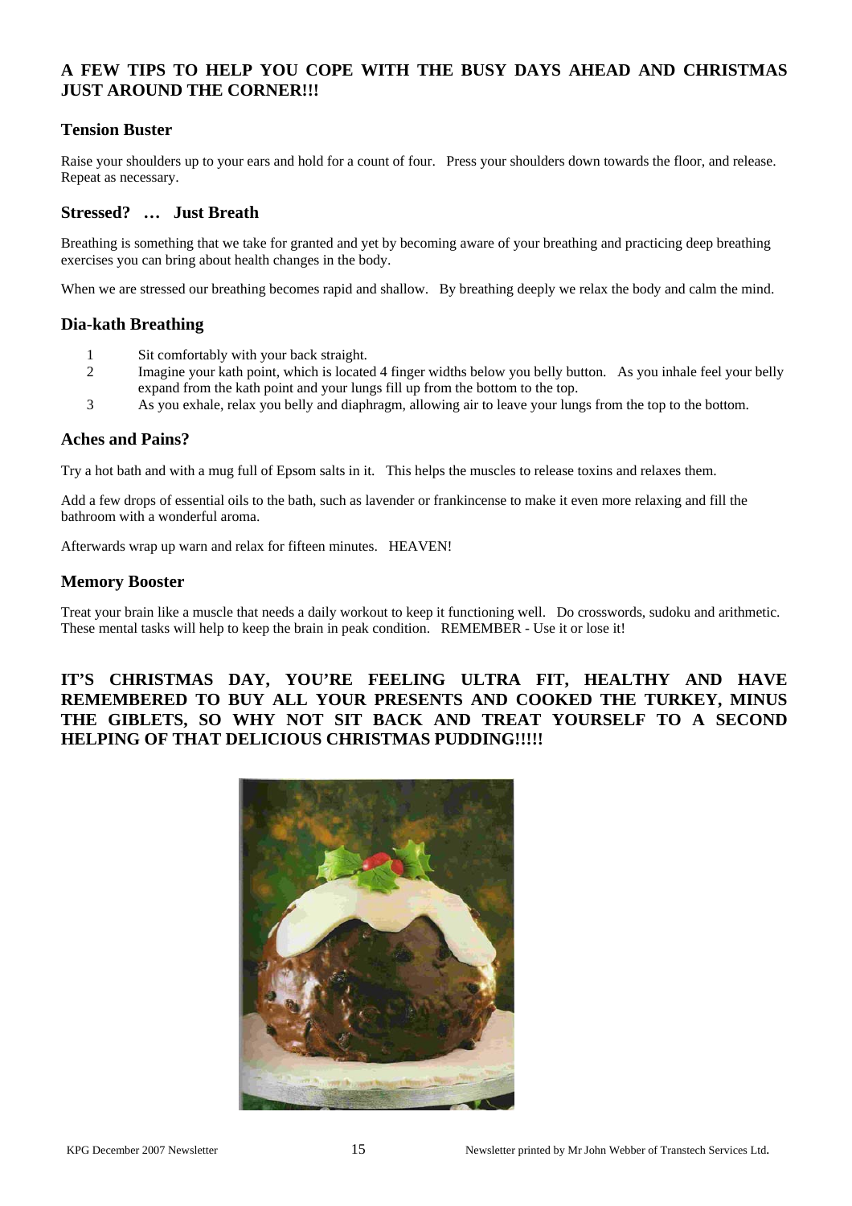**A FEW TIPS TO HELP YOU COPE WITH THE BUSY DAYS AHEAD AND CHRISTMAS JUST AROUND THE CORNER!!!**

## Tension Buster

Raise your shoulders up to your ears and hold for a count of four. Press your shoulders down towards the floor, and release. Repeat as necessary.

## Stressed? … Just Breath

Breathing is something that we take for granted and yet by becoming aware of your breathing and practicing deep breathing exercises you can bring about health changes in the body.

When we are stressed our breathing becomes rapid and shallow. By breathing deeply we relax the body and calm the mind.

## Dia-kath Breathing

1. Sit comfortably with your back straight.
2. Imagine your kath point, which is located 4 finger widths below you belly button. As you inhale feel your belly expand from the kath point and your lungs fill up from the bottom to the top.
3. As you exhale, relax you belly and diaphragm, allowing air to leave your lungs from the top to the bottom.

## Aches and Pains?

Try a hot bath and with a mug full of Epsom salts in it. This helps the muscles to release toxins and relaxes them.

Add a few drops of essential oils to the bath, such as lavender or frankincense to make it even more relaxing and fill the bathroom with a wonderful aroma.

Afterwards wrap up warn and relax for fifteen minutes. HEAVEN!

## Memory Booster

Treat your brain like a muscle that needs a daily workout to keep it functioning well. Do crosswords, sudoku and arithmetic. These mental tasks will help to keep the brain in peak condition. REMEMBER - Use it or lose it!

**IT'S CHRISTMAS DAY, YOU'RE FEELING ULTRA FIT, HEALTHY AND HAVE REMEMBERED TO BUY ALL YOUR PRESENTS AND COOKED THE TURKEY, MINUS THE GIBLETS, SO WHY NOT SIT BACK AND TREAT YOURSELF TO A SECOND HELPING OF THAT DELICIOUS CHRISTMAS PUDDING!!!!!**

Newsletter printed by Mr John Webber of Transtech Services Ltd.